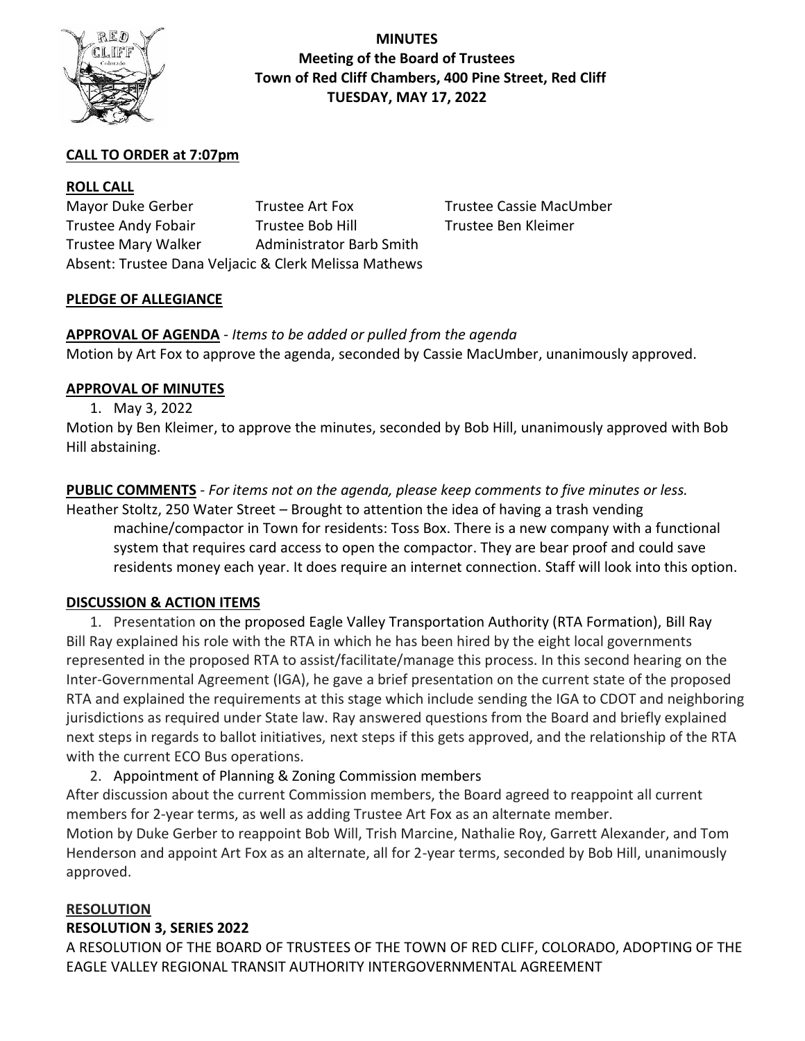# MINUTES

## Meeting of the Board of Trustees

## Town of Red Cliff Chambers, 400 Pine Street, Red Cliff

## TUESDAY, MAY 17, 2022

**CALL TO ORDER at 7:07pm**

**ROLL CALL**

Mayor Duke Gerber
Trustee Art Fox
Trustee Cassie MacUmber
Trustee Andy Fobair
Trustee Bob Hill
Trustee Ben Kleimer
Trustee Mary Walker
Administrator Barb Smith
Absent: Trustee Dana Veljacic & Clerk Melissa Mathews

**PLEDGE OF ALLEGIANCE**

**APPROVAL OF AGENDA** - *Items to be added or pulled from the agenda*
Motion by Art Fox to approve the agenda, seconded by Cassie MacUmber, unanimously approved.

**APPROVAL OF MINUTES**

1. May 3, 2022

Motion by Ben Kleimer, to approve the minutes, seconded by Bob Hill, unanimously approved with Bob Hill abstaining.

**PUBLIC COMMENTS** - *For items not on the agenda, please keep comments to five minutes or less.*
Heather Stoltz, 250 Water Street – Brought to attention the idea of having a trash vending machine/compactor in Town for residents: Toss Box. There is a new company with a functional system that requires card access to open the compactor. They are bear proof and could save residents money each year. It does require an internet connection. Staff will look into this option.

**DISCUSSION & ACTION ITEMS**

1. Presentation on the proposed Eagle Valley Transportation Authority (RTA Formation), Bill Ray

Bill Ray explained his role with the RTA in which he has been hired by the eight local governments represented in the proposed RTA to assist/facilitate/manage this process. In this second hearing on the Inter-Governmental Agreement (IGA), he gave a brief presentation on the current state of the proposed RTA and explained the requirements at this stage which include sending the IGA to CDOT and neighboring jurisdictions as required under State law. Ray answered questions from the Board and briefly explained next steps in regards to ballot initiatives, next steps if this gets approved, and the relationship of the RTA with the current ECO Bus operations.

2. Appointment of Planning & Zoning Commission members

After discussion about the current Commission members, the Board agreed to reappoint all current members for 2-year terms, as well as adding Trustee Art Fox as an alternate member.
Motion by Duke Gerber to reappoint Bob Will, Trish Marcine, Nathalie Roy, Garrett Alexander, and Tom Henderson and appoint Art Fox as an alternate, all for 2-year terms, seconded by Bob Hill, unanimously approved.

**RESOLUTION**

**RESOLUTION 3, SERIES 2022**

A RESOLUTION OF THE BOARD OF TRUSTEES OF THE TOWN OF RED CLIFF, COLORADO, ADOPTING OF THE EAGLE VALLEY REGIONAL TRANSIT AUTHORITY INTERGOVERNMENTAL AGREEMENT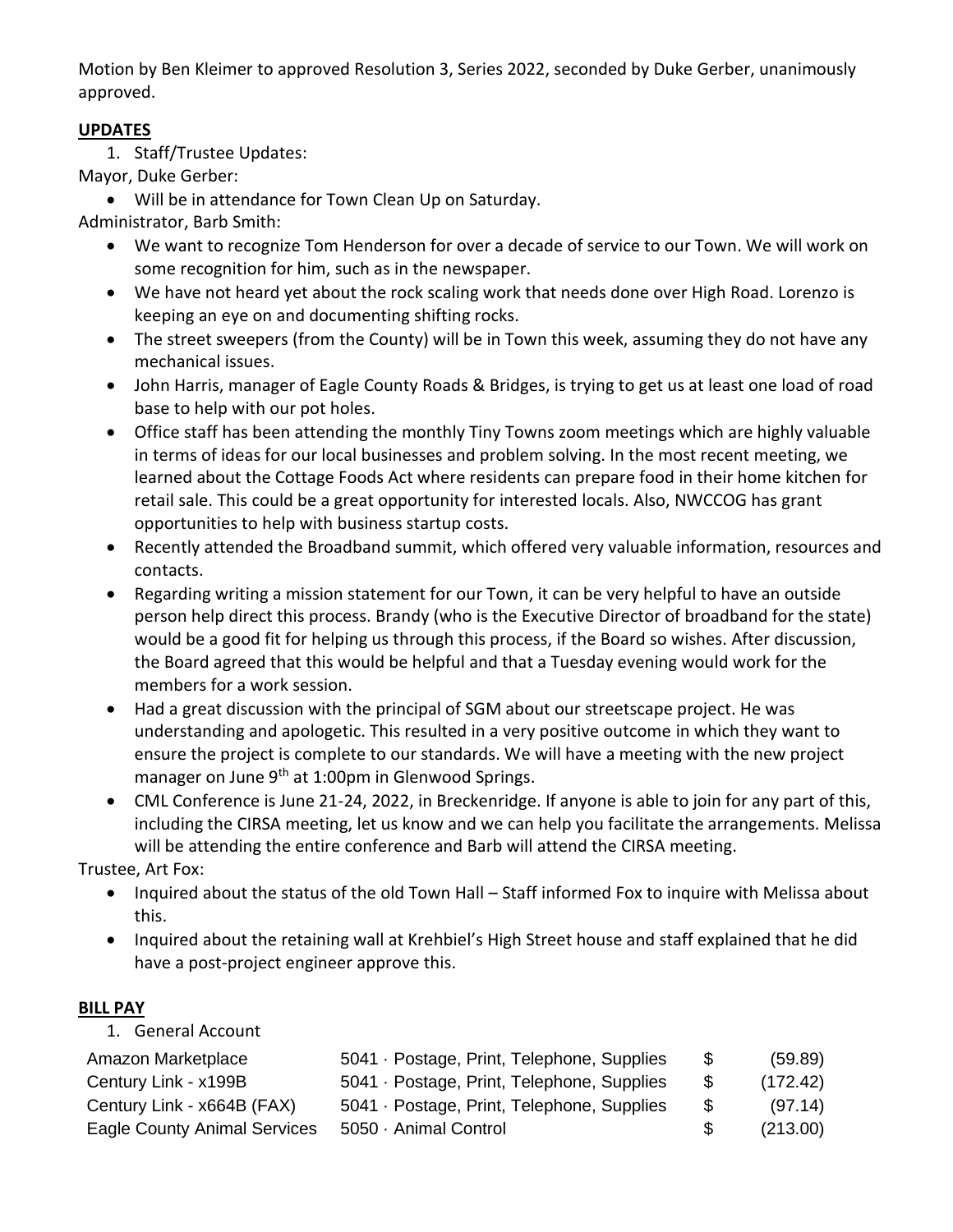Motion by Ben Kleimer to approved Resolution 3, Series 2022, seconded by Duke Gerber, unanimously approved.

## **UPDATES**

1. Staff/Trustee Updates:

Mayor, Duke Gerber:

- Will be in attendance for Town Clean Up on Saturday.

Administrator, Barb Smith:

- We want to recognize Tom Henderson for over a decade of service to our Town. We will work on some recognition for him, such as in the newspaper.
- We have not heard yet about the rock scaling work that needs done over High Road. Lorenzo is keeping an eye on and documenting shifting rocks.
- The street sweepers (from the County) will be in Town this week, assuming they do not have any mechanical issues.
- John Harris, manager of Eagle County Roads & Bridges, is trying to get us at least one load of road base to help with our pot holes.
- Office staff has been attending the monthly Tiny Towns zoom meetings which are highly valuable in terms of ideas for our local businesses and problem solving. In the most recent meeting, we learned about the Cottage Foods Act where residents can prepare food in their home kitchen for retail sale. This could be a great opportunity for interested locals. Also, NWCCOG has grant opportunities to help with business startup costs.
- Recently attended the Broadband summit, which offered very valuable information, resources and contacts.
- Regarding writing a mission statement for our Town, it can be very helpful to have an outside person help direct this process. Brandy (who is the Executive Director of broadband for the state) would be a good fit for helping us through this process, if the Board so wishes. After discussion, the Board agreed that this would be helpful and that a Tuesday evening would work for the members for a work session.
- Had a great discussion with the principal of SGM about our streetscape project. He was understanding and apologetic. This resulted in a very positive outcome in which they want to ensure the project is complete to our standards. We will have a meeting with the new project manager on June 9th at 1:00pm in Glenwood Springs.
- CML Conference is June 21-24, 2022, in Breckenridge. If anyone is able to join for any part of this, including the CIRSA meeting, let us know and we can help you facilitate the arrangements. Melissa will be attending the entire conference and Barb will attend the CIRSA meeting.

Trustee, Art Fox:

- Inquired about the status of the old Town Hall – Staff informed Fox to inquire with Melissa about this.
- Inquired about the retaining wall at Krehbiel's High Street house and staff explained that he did have a post-project engineer approve this.

## **BILL PAY**

1. General Account

| | | | |
|---|---|---|---|
| Amazon Marketplace | 5041 · Postage, Print, Telephone, Supplies | $ | (59.89) |
| Century Link - x199B | 5041 · Postage, Print, Telephone, Supplies | $ | (172.42) |
| Century Link - x664B (FAX) | 5041 · Postage, Print, Telephone, Supplies | $ | (97.14) |
| Eagle County Animal Services | 5050 · Animal Control | $ | (213.00) |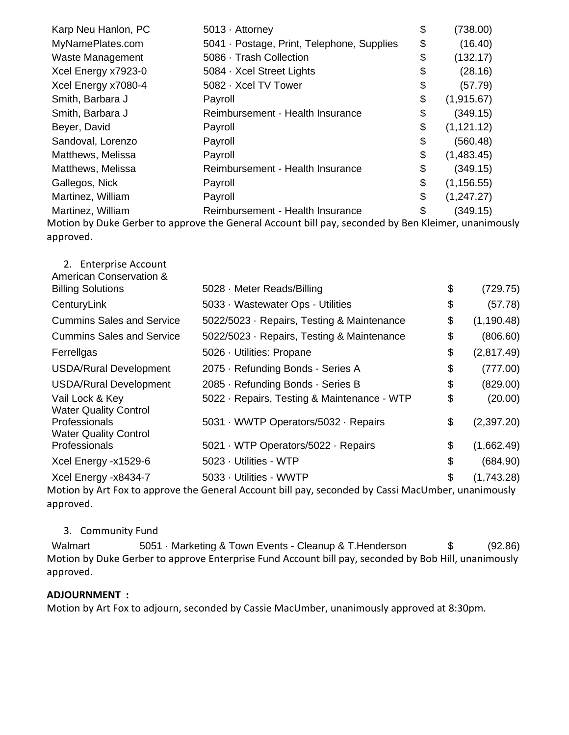| | | | |
|---|---|---|---|
| Karp Neu Hanlon, PC | 5013 · Attorney | $ | (738.00) |
| MyNamePlates.com | 5041 · Postage, Print, Telephone, Supplies | $ | (16.40) |
| Waste Management | 5086 · Trash Collection | $ | (132.17) |
| Xcel Energy x7923-0 | 5084 · Xcel Street Lights | $ | (28.16) |
| Xcel Energy x7080-4 | 5082 · Xcel TV Tower | $ | (57.79) |
| Smith, Barbara J | Payroll | $ | (1,915.67) |
| Smith, Barbara J | Reimbursement - Health Insurance | $ | (349.15) |
| Beyer, David | Payroll | $ | (1,121.12) |
| Sandoval, Lorenzo | Payroll | $ | (560.48) |
| Matthews, Melissa | Payroll | $ | (1,483.45) |
| Matthews, Melissa | Reimbursement - Health Insurance | $ | (349.15) |
| Gallegos, Nick | Payroll | $ | (1,156.55) |
| Martinez, William | Payroll | $ | (1,247.27) |
| Martinez, William | Reimbursement - Health Insurance | $ | (349.15) |

Motion by Duke Gerber to approve the General Account bill pay, seconded by Ben Kleimer, unanimously approved.

2. Enterprise Account

| | | | |
|---|---|---|---|
| American Conservation & Billing Solutions | 5028 · Meter Reads/Billing | $ | (729.75) |
| CenturyLink | 5033 · Wastewater Ops - Utilities | $ | (57.78) |
| Cummins Sales and Service | 5022/5023 · Repairs, Testing & Maintenance | $ | (1,190.48) |
| Cummins Sales and Service | 5022/5023 · Repairs, Testing & Maintenance | $ | (806.60) |
| Ferrellgas | 5026 · Utilities: Propane | $ | (2,817.49) |
| USDA/Rural Development | 2075 · Refunding Bonds - Series A | $ | (777.00) |
| USDA/Rural Development | 2085 · Refunding Bonds - Series B | $ | (829.00) |
| Vail Lock & Key | 5022 · Repairs, Testing & Maintenance - WTP | $ | (20.00) |
| Water Quality Control Professionals | 5031 · WWTP Operators/5032 · Repairs | $ | (2,397.20) |
| Water Quality Control Professionals | 5021 · WTP Operators/5022 · Repairs | $ | (1,662.49) |
| Xcel Energy -x1529-6 | 5023 · Utilities - WTP | $ | (684.90) |
| Xcel Energy -x8434-7 | 5033 · Utilities - WWTP | $ | (1,743.28) |

Motion by Art Fox to approve the General Account bill pay, seconded by Cassi MacUmber, unanimously approved.

3. Community Fund

| | | | |
|---|---|---|---|
| Walmart | 5051 · Marketing & Town Events - Cleanup & T.Henderson | $ | (92.86) |

Motion by Duke Gerber to approve Enterprise Fund Account bill pay, seconded by Bob Hill, unanimously approved.

**ADJOURNMENT :**

Motion by Art Fox to adjourn, seconded by Cassie MacUmber, unanimously approved at 8:30pm.